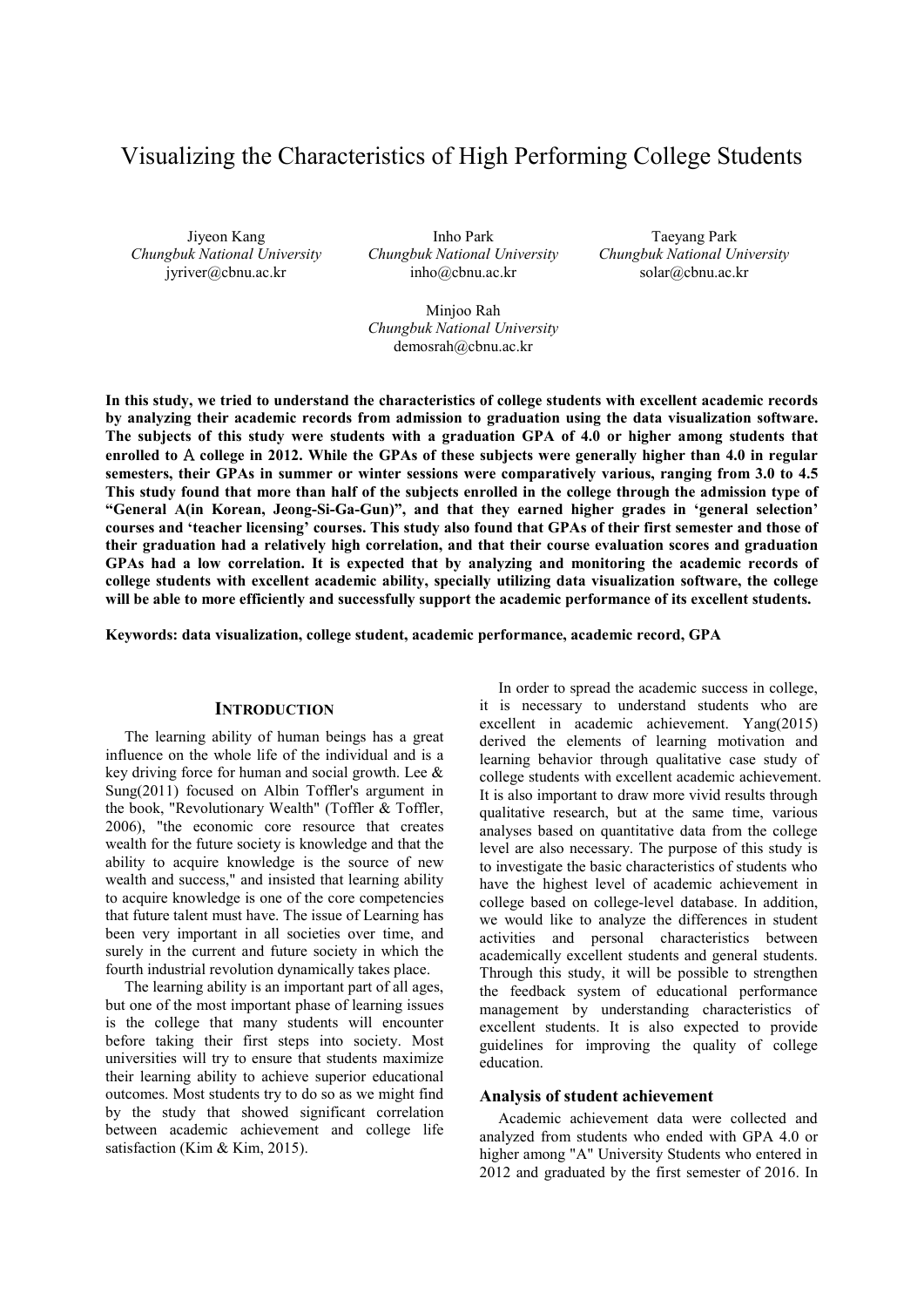# Visualizing the Characteristics of High Performing College Students

Jiyeon Kang
*Chungbuk National University*
jyriver@cbnu.ac.kr

Inho Park
*Chungbuk National University*
inho@cbnu.ac.kr

Taeyang Park
*Chungbuk National University*
solar@cbnu.ac.kr

Minjoo Rah
*Chungbuk National University*
demosrah@cbnu.ac.kr

**In this study, we tried to understand the characteristics of college students with excellent academic records by analyzing their academic records from admission to graduation using the data visualization software. The subjects of this study were students with a graduation GPA of 4.0 or higher among students that enrolled to Ａ college in 2012. While the GPAs of these subjects were generally higher than 4.0 in regular semesters, their GPAs in summer or winter sessions were comparatively various, ranging from 3.0 to 4.5 This study found that more than half of the subjects enrolled in the college through the admission type of "General A(in Korean, Jeong-Si-Ga-Gun)", and that they earned higher grades in 'general selection' courses and 'teacher licensing' courses. This study also found that GPAs of their first semester and those of their graduation had a relatively high correlation, and that their course evaluation scores and graduation GPAs had a low correlation. It is expected that by analyzing and monitoring the academic records of college students with excellent academic ability, specially utilizing data visualization software, the college will be able to more efficiently and successfully support the academic performance of its excellent students.**

**Keywords: data visualization, college student, academic performance, academic record, GPA**

## INTRODUCTION

The learning ability of human beings has a great influence on the whole life of the individual and is a key driving force for human and social growth. Lee & Sung(2011) focused on Albin Toffler's argument in the book, "Revolutionary Wealth" (Toffler & Toffler, 2006), "the economic core resource that creates wealth for the future society is knowledge and that the ability to acquire knowledge is the source of new wealth and success," and insisted that learning ability to acquire knowledge is one of the core competencies that future talent must have. The issue of Learning has been very important in all societies over time, and surely in the current and future society in which the fourth industrial revolution dynamically takes place.

The learning ability is an important part of all ages, but one of the most important phase of learning issues is the college that many students will encounter before taking their first steps into society. Most universities will try to ensure that students maximize their learning ability to achieve superior educational outcomes. Most students try to do so as we might find by the study that showed significant correlation between academic achievement and college life satisfaction (Kim & Kim, 2015).

In order to spread the academic success in college, it is necessary to understand students who are excellent in academic achievement. Yang(2015) derived the elements of learning motivation and learning behavior through qualitative case study of college students with excellent academic achievement. It is also important to draw more vivid results through qualitative research, but at the same time, various analyses based on quantitative data from the college level are also necessary. The purpose of this study is to investigate the basic characteristics of students who have the highest level of academic achievement in college based on college-level database. In addition, we would like to analyze the differences in student activities and personal characteristics between academically excellent students and general students. Through this study, it will be possible to strengthen the feedback system of educational performance management by understanding characteristics of excellent students. It is also expected to provide guidelines for improving the quality of college education.

### Analysis of student achievement

Academic achievement data were collected and analyzed from students who ended with GPA 4.0 or higher among "A" University Students who entered in 2012 and graduated by the first semester of 2016. In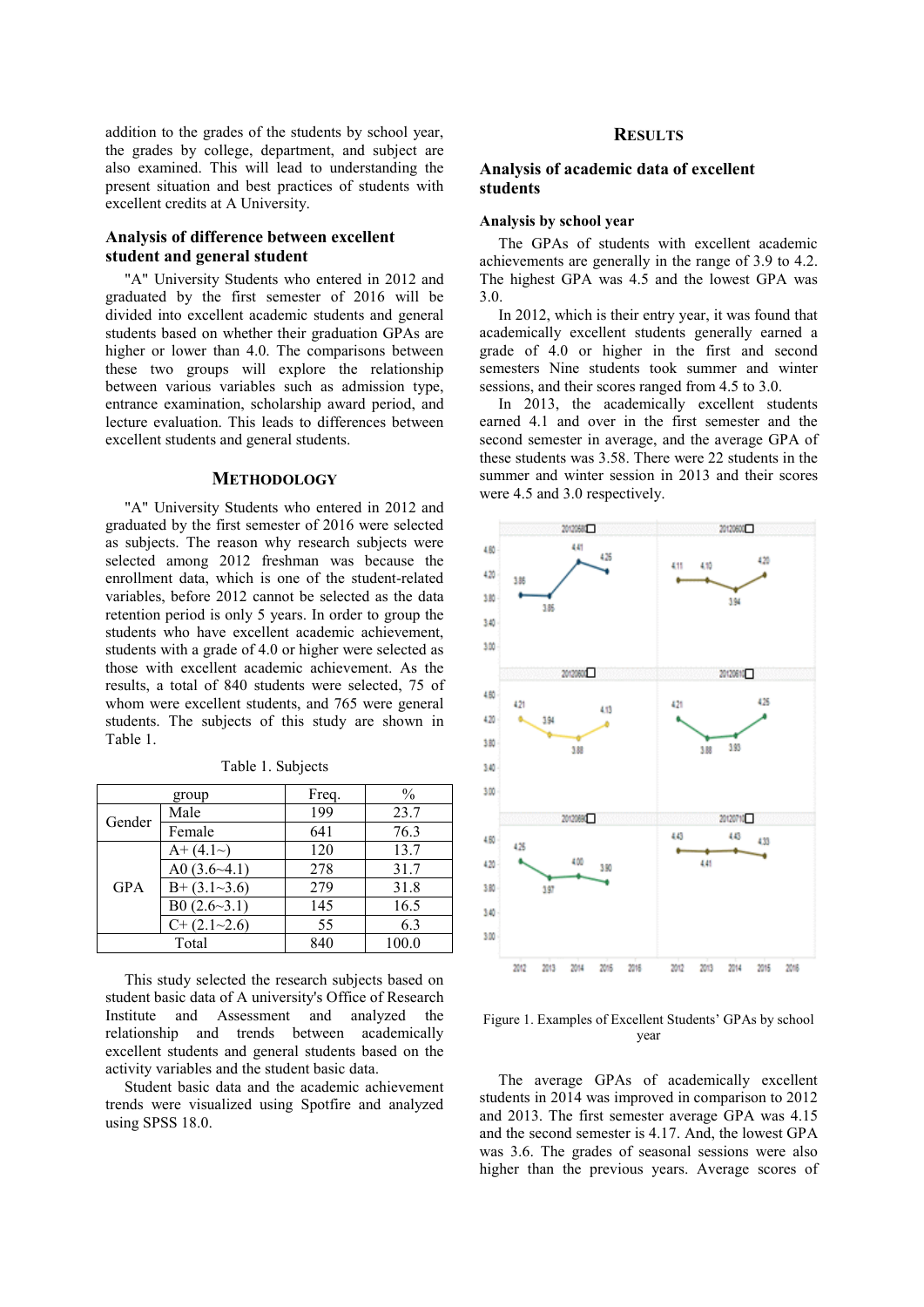addition to the grades of the students by school year, the grades by college, department, and subject are also examined. This will lead to understanding the present situation and best practices of students with excellent credits at A University.

### Analysis of difference between excellent student and general student

"A" University Students who entered in 2012 and graduated by the first semester of 2016 will be divided into excellent academic students and general students based on whether their graduation GPAs are higher or lower than 4.0. The comparisons between these two groups will explore the relationship between various variables such as admission type, entrance examination, scholarship award period, and lecture evaluation. This leads to differences between excellent students and general students.

## METHODOLOGY

"A" University Students who entered in 2012 and graduated by the first semester of 2016 were selected as subjects. The reason why research subjects were selected among 2012 freshman was because the enrollment data, which is one of the student-related variables, before 2012 cannot be selected as the data retention period is only 5 years. In order to group the students who have excellent academic achievement, students with a grade of 4.0 or higher were selected as those with excellent academic achievement. As the results, a total of 840 students were selected, 75 of whom were excellent students, and 765 were general students. The subjects of this study are shown in Table 1.

Table 1. Subjects

| group | | Freq. | % |
|---|---|---|---|
| Gender | Male | 199 | 23.7 |
| | Female | 641 | 76.3 |
| GPA | A+ (4.1~) | 120 | 13.7 |
| | A0 (3.6~4.1) | 278 | 31.7 |
| | B+ (3.1~3.6) | 279 | 31.8 |
| | B0 (2.6~3.1) | 145 | 16.5 |
| | C+ (2.1~2.6) | 55 | 6.3 |
| Total | | 840 | 100.0 |

This study selected the research subjects based on student basic data of A university's Office of Research Institute and Assessment and analyzed the relationship and trends between academically excellent students and general students based on the activity variables and the student basic data.

Student basic data and the academic achievement trends were visualized using Spotfire and analyzed using SPSS 18.0.

## RESULTS

### Analysis of academic data of excellent students

#### Analysis by school year

The GPAs of students with excellent academic achievements are generally in the range of 3.9 to 4.2. The highest GPA was 4.5 and the lowest GPA was 3.0.

In 2012, which is their entry year, it was found that academically excellent students generally earned a grade of 4.0 or higher in the first and second semesters Nine students took summer and winter sessions, and their scores ranged from 4.5 to 3.0.

In 2013, the academically excellent students earned 4.1 and over in the first semester and the second semester in average, and the average GPA of these students was 3.58. There were 22 students in the summer and winter session in 2013 and their scores were 4.5 and 3.0 respectively.

Figure 1. Examples of Excellent Students' GPAs by school year

The average GPAs of academically excellent students in 2014 was improved in comparison to 2012 and 2013. The first semester average GPA was 4.15 and the second semester is 4.17. And, the lowest GPA was 3.6. The grades of seasonal sessions were also higher than the previous years. Average scores of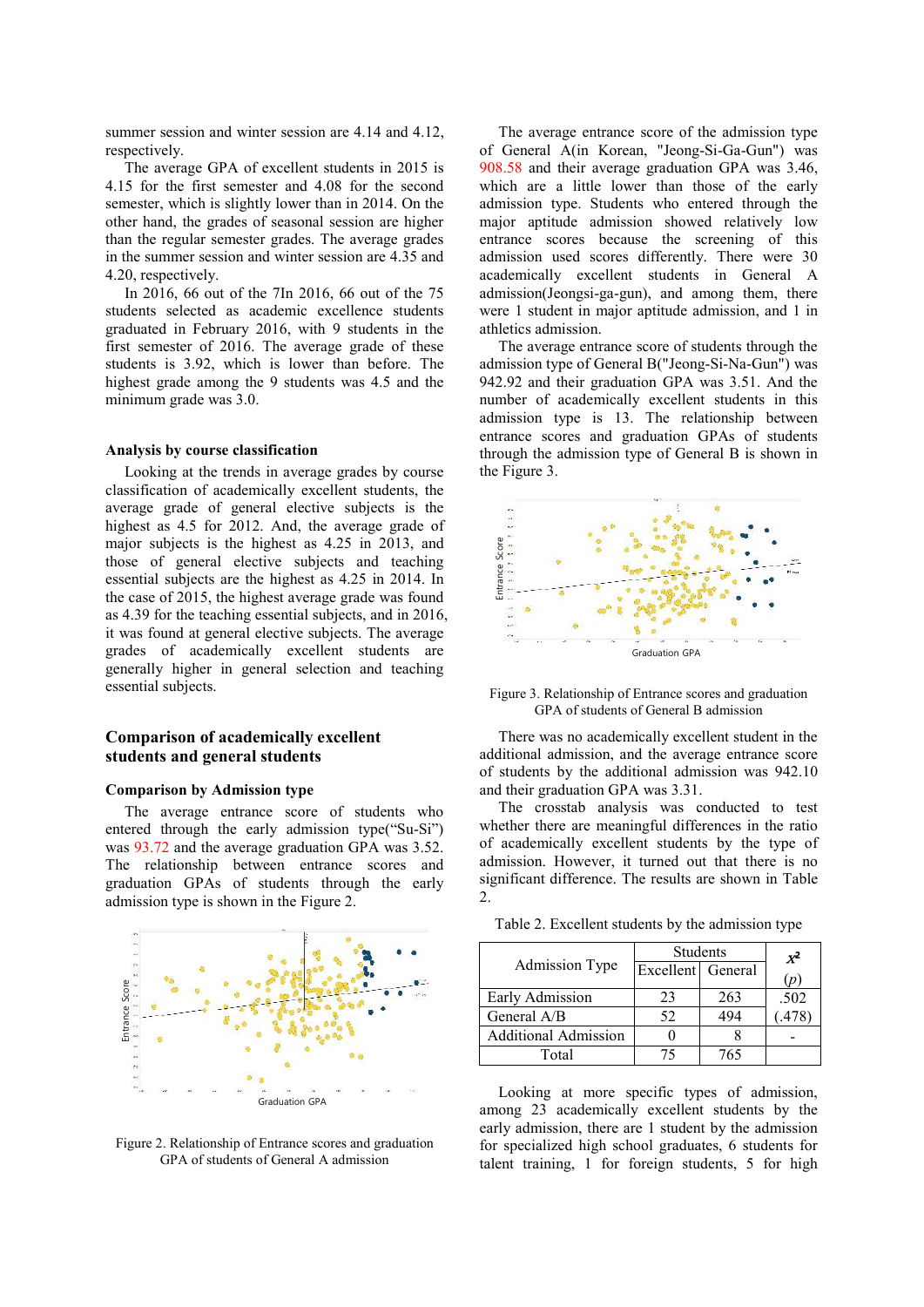summer session and winter session are 4.14 and 4.12, respectively.

The average GPA of excellent students in 2015 is 4.15 for the first semester and 4.08 for the second semester, which is slightly lower than in 2014. On the other hand, the grades of seasonal session are higher than the regular semester grades. The average grades in the summer session and winter session are 4.35 and 4.20, respectively.

In 2016, 66 out of the 7In 2016, 66 out of the 75 students selected as academic excellence students graduated in February 2016, with 9 students in the first semester of 2016. The average grade of these students is 3.92, which is lower than before. The highest grade among the 9 students was 4.5 and the minimum grade was 3.0.

### Analysis by course classification

Looking at the trends in average grades by course classification of academically excellent students, the average grade of general elective subjects is the highest as 4.5 for 2012. And, the average grade of major subjects is the highest as 4.25 in 2013, and those of general elective subjects and teaching essential subjects are the highest as 4.25 in 2014. In the case of 2015, the highest average grade was found as 4.39 for the teaching essential subjects, and in 2016, it was found at general elective subjects. The average grades of academically excellent students are generally higher in general selection and teaching essential subjects.

## Comparison of academically excellent students and general students

### Comparison by Admission type

The average entrance score of students who entered through the early admission type("Su-Si") was 93.72 and the average graduation GPA was 3.52. The relationship between entrance scores and graduation GPAs of students through the early admission type is shown in the Figure 2.

Figure 2. Relationship of Entrance scores and graduation GPA of students of General A admission

The average entrance score of the admission type of General A(in Korean, "Jeong-Si-Ga-Gun") was 908.58 and their average graduation GPA was 3.46, which are a little lower than those of the early admission type. Students who entered through the major aptitude admission showed relatively low entrance scores because the screening of this admission used scores differently. There were 30 academically excellent students in General A admission(Jeongsi-ga-gun), and among them, there were 1 student in major aptitude admission, and 1 in athletics admission.

The average entrance score of students through the admission type of General B("Jeong-Si-Na-Gun") was 942.92 and their graduation GPA was 3.51. And the number of academically excellent students in this admission type is 13. The relationship between entrance scores and graduation GPAs of students through the admission type of General B is shown in the Figure 3.

Figure 3. Relationship of Entrance scores and graduation GPA of students of General B admission

There was no academically excellent student in the additional admission, and the average entrance score of students by the additional admission was 942.10 and their graduation GPA was 3.31.

The crosstab analysis was conducted to test whether there are meaningful differences in the ratio of academically excellent students by the type of admission. However, it turned out that there is no significant difference. The results are shown in Table 2.

Table 2. Excellent students by the admission type

| Admission Type | Students | | $x^2$ |
|---|---|---|---|
| | Excellent | General | $(p)$ |
| Early Admission | 23 | 263 | .502 |
| General A/B | 52 | 494 | (.478) |
| Additional Admission | 0 | 8 | - |
| Total | 75 | 765 | |

Looking at more specific types of admission, among 23 academically excellent students by the early admission, there are 1 student by the admission for specialized high school graduates, 6 students for talent training, 1 for foreign students, 5 for high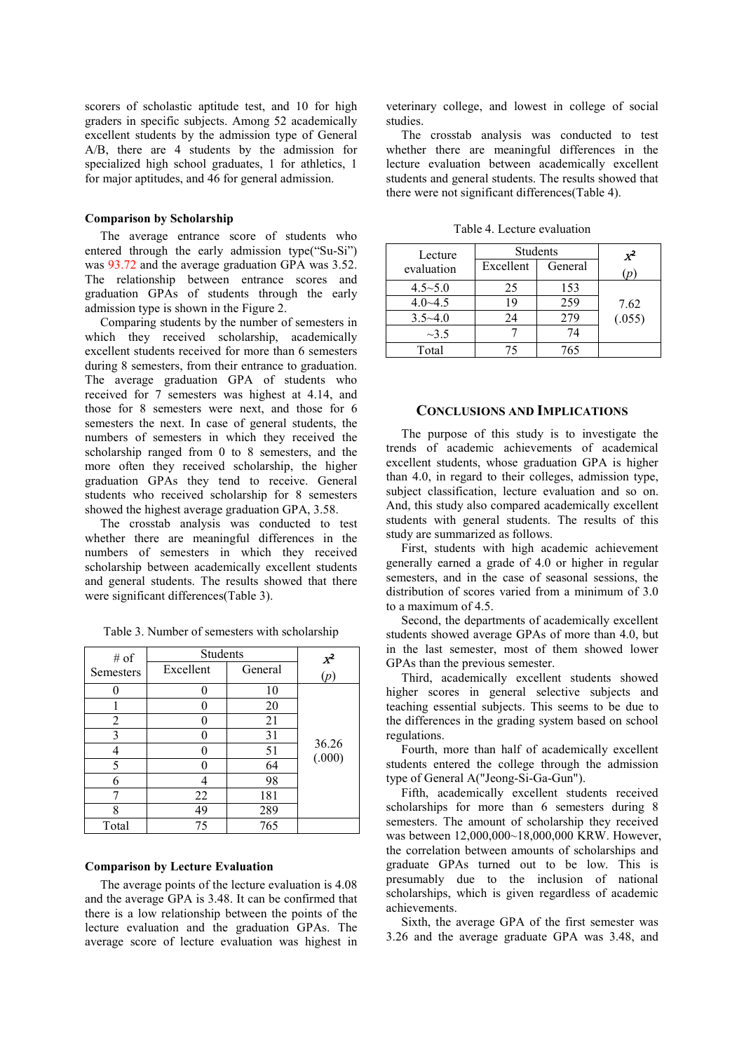scorers of scholastic aptitude test, and 10 for high graders in specific subjects. Among 52 academically excellent students by the admission type of General A/B, there are 4 students by the admission for specialized high school graduates, 1 for athletics, 1 for major aptitudes, and 46 for general admission.

### Comparison by Scholarship

The average entrance score of students who entered through the early admission type("Su-Si") was 93.72 and the average graduation GPA was 3.52. The relationship between entrance scores and graduation GPAs of students through the early admission type is shown in the Figure 2.

Comparing students by the number of semesters in which they received scholarship, academically excellent students received for more than 6 semesters during 8 semesters, from their entrance to graduation. The average graduation GPA of students who received for 7 semesters was highest at 4.14, and those for 8 semesters were next, and those for 6 semesters the next. In case of general students, the numbers of semesters in which they received the scholarship ranged from 0 to 8 semesters, and the more often they received scholarship, the higher graduation GPAs they tend to receive. General students who received scholarship for 8 semesters showed the highest average graduation GPA, 3.58.

The crosstab analysis was conducted to test whether there are meaningful differences in the numbers of semesters in which they received scholarship between academically excellent students and general students. The results showed that there were significant differences(Table 3).

Table 3. Number of semesters with scholarship

| # of Semesters | Students | | $x^2$ ($p$) |
|---|---|---|---|
| | Excellent | General | |
| 0 | 0 | 10 | 36.26 (.000) |
| 1 | 0 | 20 | |
| 2 | 0 | 21 | |
| 3 | 0 | 31 | |
| 4 | 0 | 51 | |
| 5 | 0 | 64 | |
| 6 | 4 | 98 | |
| 7 | 22 | 181 | |
| 8 | 49 | 289 | |
| Total | 75 | 765 | |

### Comparison by Lecture Evaluation

The average points of the lecture evaluation is 4.08 and the average GPA is 3.48. It can be confirmed that there is a low relationship between the points of the lecture evaluation and the graduation GPAs. The average score of lecture evaluation was highest in veterinary college, and lowest in college of social studies.

The crosstab analysis was conducted to test whether there are meaningful differences in the lecture evaluation between academically excellent students and general students. The results showed that there were not significant differences(Table 4).

Table 4. Lecture evaluation

| Lecture evaluation | Students | | $x^2$ ($p$) |
|---|---|---|---|
| | Excellent | General | |
| 4.5~5.0 | 25 | 153 | 7.62 (.055) |
| 4.0~4.5 | 19 | 259 | |
| 3.5~4.0 | 24 | 279 | |
| ~3.5 | 7 | 74 | |
| Total | 75 | 765 | |

## Conclusions and Implications

The purpose of this study is to investigate the trends of academic achievements of academical excellent students, whose graduation GPA is higher than 4.0, in regard to their colleges, admission type, subject classification, lecture evaluation and so on. And, this study also compared academically excellent students with general students. The results of this study are summarized as follows.

First, students with high academic achievement generally earned a grade of 4.0 or higher in regular semesters, and in the case of seasonal sessions, the distribution of scores varied from a minimum of 3.0 to a maximum of 4.5.

Second, the departments of academically excellent students showed average GPAs of more than 4.0, but in the last semester, most of them showed lower GPAs than the previous semester.

Third, academically excellent students showed higher scores in general selective subjects and teaching essential subjects. This seems to be due to the differences in the grading system based on school regulations.

Fourth, more than half of academically excellent students entered the college through the admission type of General A("Jeong-Si-Ga-Gun").

Fifth, academically excellent students received scholarships for more than 6 semesters during 8 semesters. The amount of scholarship they received was between 12,000,000~18,000,000 KRW. However, the correlation between amounts of scholarships and graduate GPAs turned out to be low. This is presumably due to the inclusion of national scholarships, which is given regardless of academic achievements.

Sixth, the average GPA of the first semester was 3.26 and the average graduate GPA was 3.48, and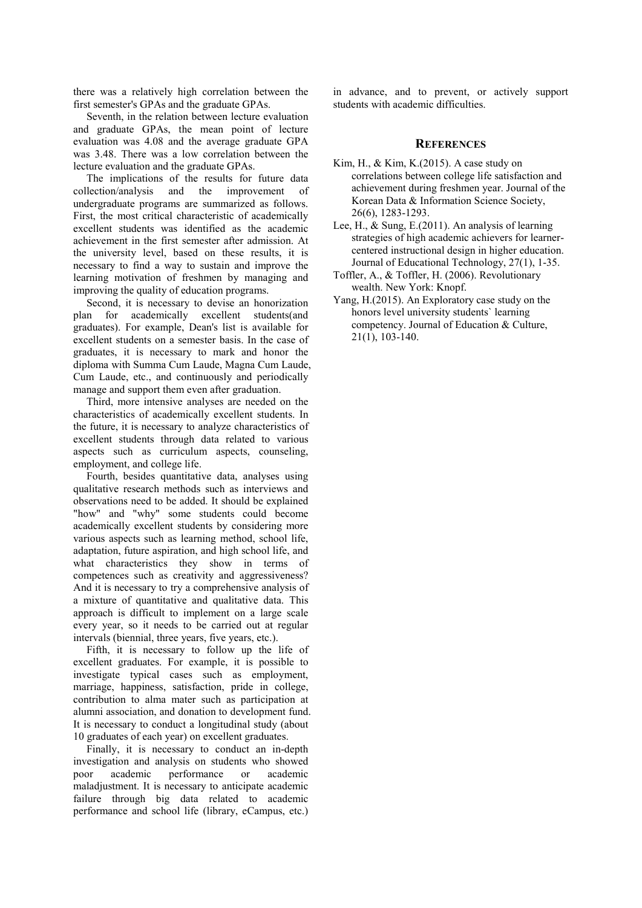there was a relatively high correlation between the first semester's GPAs and the graduate GPAs.

Seventh, in the relation between lecture evaluation and graduate GPAs, the mean point of lecture evaluation was 4.08 and the average graduate GPA was 3.48. There was a low correlation between the lecture evaluation and the graduate GPAs.

The implications of the results for future data collection/analysis and the improvement of undergraduate programs are summarized as follows. First, the most critical characteristic of academically excellent students was identified as the academic achievement in the first semester after admission. At the university level, based on these results, it is necessary to find a way to sustain and improve the learning motivation of freshmen by managing and improving the quality of education programs.

Second, it is necessary to devise an honorization plan for academically excellent students(and graduates). For example, Dean's list is available for excellent students on a semester basis. In the case of graduates, it is necessary to mark and honor the diploma with Summa Cum Laude, Magna Cum Laude, Cum Laude, etc., and continuously and periodically manage and support them even after graduation.

Third, more intensive analyses are needed on the characteristics of academically excellent students. In the future, it is necessary to analyze characteristics of excellent students through data related to various aspects such as curriculum aspects, counseling, employment, and college life.

Fourth, besides quantitative data, analyses using qualitative research methods such as interviews and observations need to be added. It should be explained "how" and "why" some students could become academically excellent students by considering more various aspects such as learning method, school life, adaptation, future aspiration, and high school life, and what characteristics they show in terms of competences such as creativity and aggressiveness? And it is necessary to try a comprehensive analysis of a mixture of quantitative and qualitative data. This approach is difficult to implement on a large scale every year, so it needs to be carried out at regular intervals (biennial, three years, five years, etc.).

Fifth, it is necessary to follow up the life of excellent graduates. For example, it is possible to investigate typical cases such as employment, marriage, happiness, satisfaction, pride in college, contribution to alma mater such as participation at alumni association, and donation to development fund. It is necessary to conduct a longitudinal study (about 10 graduates of each year) on excellent graduates.

Finally, it is necessary to conduct an in-depth investigation and analysis on students who showed poor academic performance or academic maladjustment. It is necessary to anticipate academic failure through big data related to academic performance and school life (library, eCampus, etc.) in advance, and to prevent, or actively support students with academic difficulties.

## References

Kim, H., & Kim, K.(2015). A case study on correlations between college life satisfaction and achievement during freshmen year. Journal of the Korean Data & Information Science Society, 26(6), 1283-1293.

Lee, H., & Sung, E.(2011). An analysis of learning strategies of high academic achievers for learner-centered instructional design in higher education. Journal of Educational Technology, 27(1), 1-35.

Toffler, A., & Toffler, H. (2006). Revolutionary wealth. New York: Knopf.

Yang, H.(2015). An Exploratory case study on the honors level university students` learning competency. Journal of Education & Culture, 21(1), 103-140.